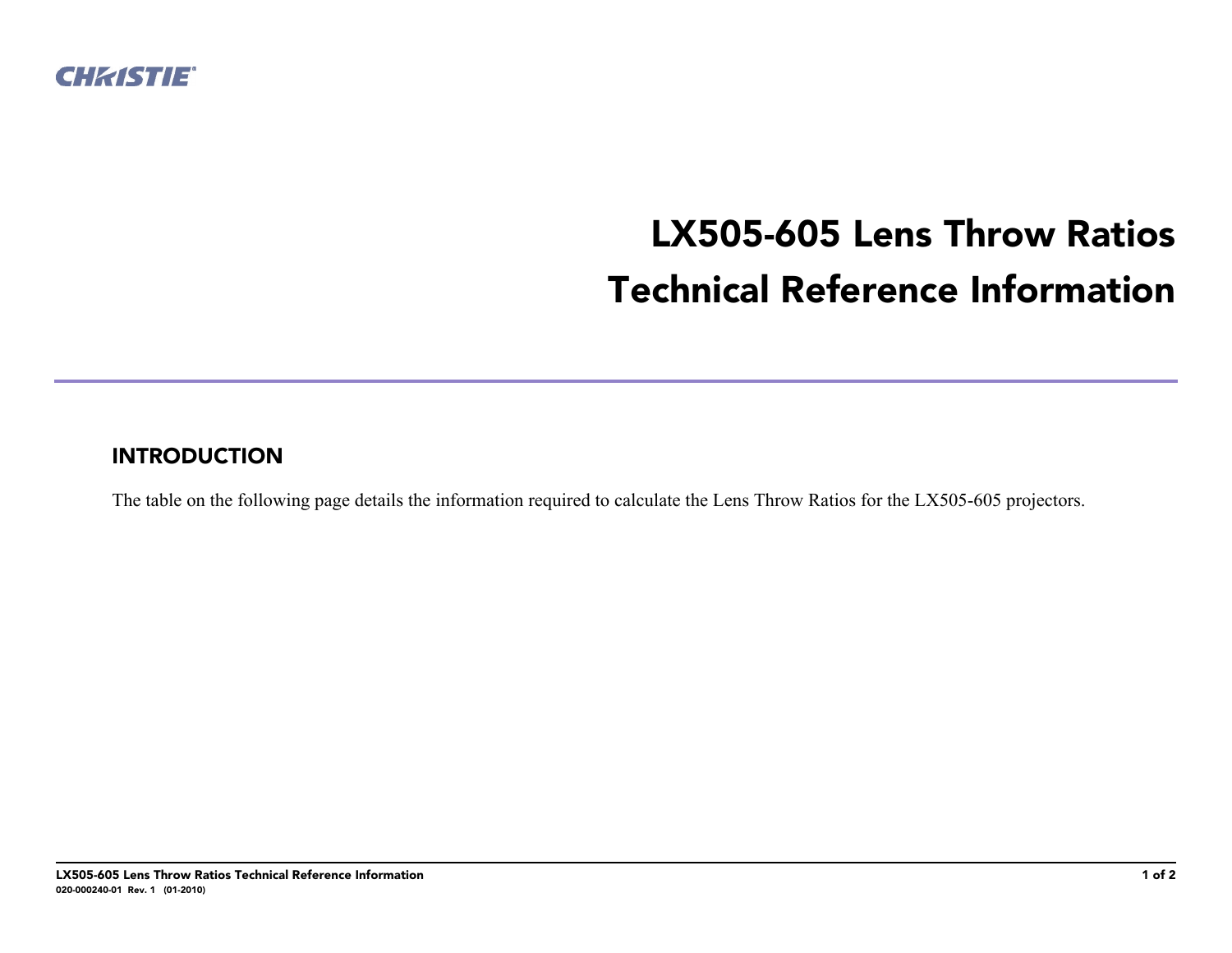# LX505-605 Lens Throw Ratios Technical Reference Information

## INTRODUCTION

The table on the following page details the information required to calculate the Lens Throw Ratios for the LX505-605 projectors.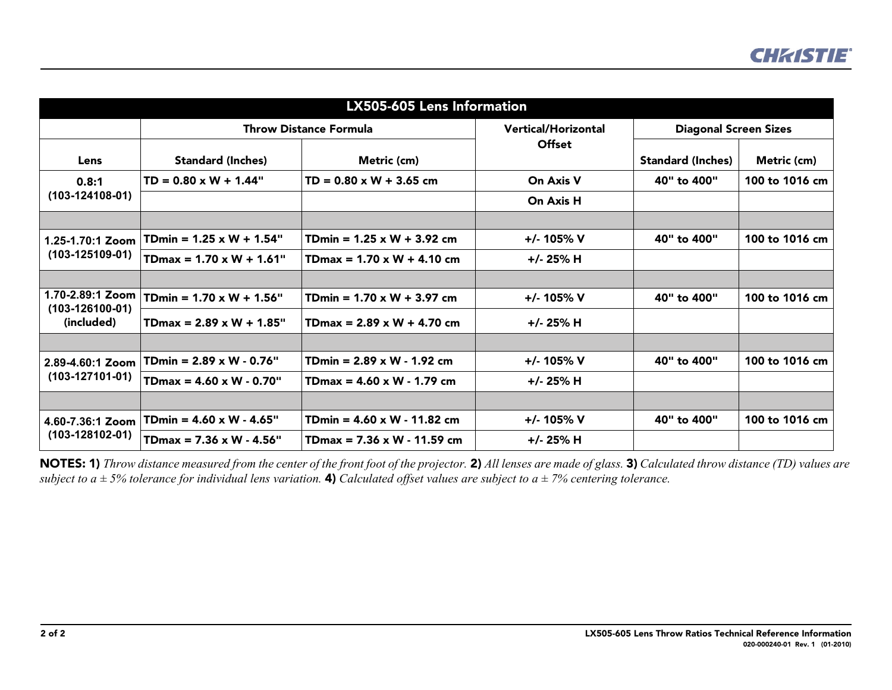| LX505-605 Lens Information | | | | | |
|---|---|---|---|---|---|
| | Throw Distance Formula | | Vertical/Horizontal Offset | Diagonal Screen Sizes | |
| **Lens** | **Standard (Inches)** | **Metric (cm)** | | **Standard (Inches)** | **Metric (cm)** |
| **0.8:1 (103-124108-01)** | TD = 0.80 x W + 1.44" | TD = 0.80 x W + 3.65 cm | On Axis V | 40" to 400" | 100 to 1016 cm |
| | | | On Axis H | | |
| | | | | | |
| **1.25-1.70:1 Zoom (103-125109-01)** | TDmin = 1.25 x W + 1.54" | TDmin = 1.25 x W + 3.92 cm | +/- 105% V | 40" to 400" | 100 to 1016 cm |
| | TDmax = 1.70 x W + 1.61" | TDmax = 1.70 x W + 4.10 cm | +/- 25% H | | |
| | | | | | |
| **1.70-2.89:1 Zoom (103-126100-01) (included)** | TDmin = 1.70 x W + 1.56" | TDmin = 1.70 x W + 3.97 cm | +/- 105% V | 40" to 400" | 100 to 1016 cm |
| | TDmax = 2.89 x W + 1.85" | TDmax = 2.89 x W + 4.70 cm | +/- 25% H | | |
| | | | | | |
| **2.89-4.60:1 Zoom (103-127101-01)** | TDmin = 2.89 x W - 0.76" | TDmin = 2.89 x W - 1.92 cm | +/- 105% V | 40" to 400" | 100 to 1016 cm |
| | TDmax = 4.60 x W - 0.70" | TDmax = 4.60 x W - 1.79 cm | +/- 25% H | | |
| | | | | | |
| **4.60-7.36:1 Zoom (103-128102-01)** | TDmin = 4.60 x W - 4.65" | TDmin = 4.60 x W - 11.82 cm | +/- 105% V | 40" to 400" | 100 to 1016 cm |
| | TDmax = 7.36 x W - 4.56" | TDmax = 7.36 x W - 11.59 cm | +/- 25% H | | |

**NOTES: 1)** *Throw distance measured from the center of the front foot of the projector.* **2)** *All lenses are made of glass.* **3)** *Calculated throw distance (TD) values are subject to a ± 5% tolerance for individual lens variation.* **4)** *Calculated offset values are subject to a ± 7% centering tolerance.*